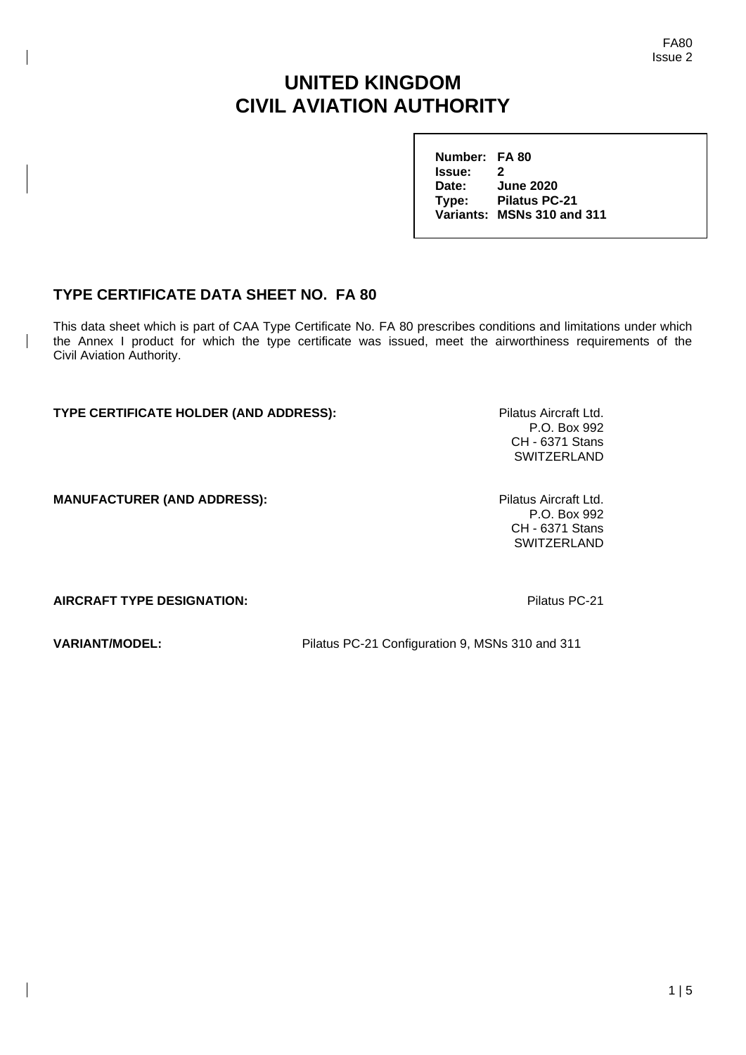# UNITED KINGDOM
# CIVIL AVIATION AUTHORITY

**Number:** **FA 80**
**Issue:** **2**
**Date:** **June 2020**
**Type:** **Pilatus PC-21**
**Variants:** **MSNs 310 and 311**

## TYPE CERTIFICATE DATA SHEET NO. FA 80

This data sheet which is part of CAA Type Certificate No. FA 80 prescribes conditions and limitations under which the Annex I product for which the type certificate was issued, meet the airworthiness requirements of the Civil Aviation Authority.

**TYPE CERTIFICATE HOLDER (AND ADDRESS):**

Pilatus Aircraft Ltd.
P.O. Box 992
CH - 6371 Stans
SWITZERLAND

**MANUFACTURER (AND ADDRESS):**

Pilatus Aircraft Ltd.
P.O. Box 992
CH - 6371 Stans
SWITZERLAND

**AIRCRAFT TYPE DESIGNATION:** Pilatus PC-21

**VARIANT/MODEL:** Pilatus PC-21 Configuration 9, MSNs 310 and 311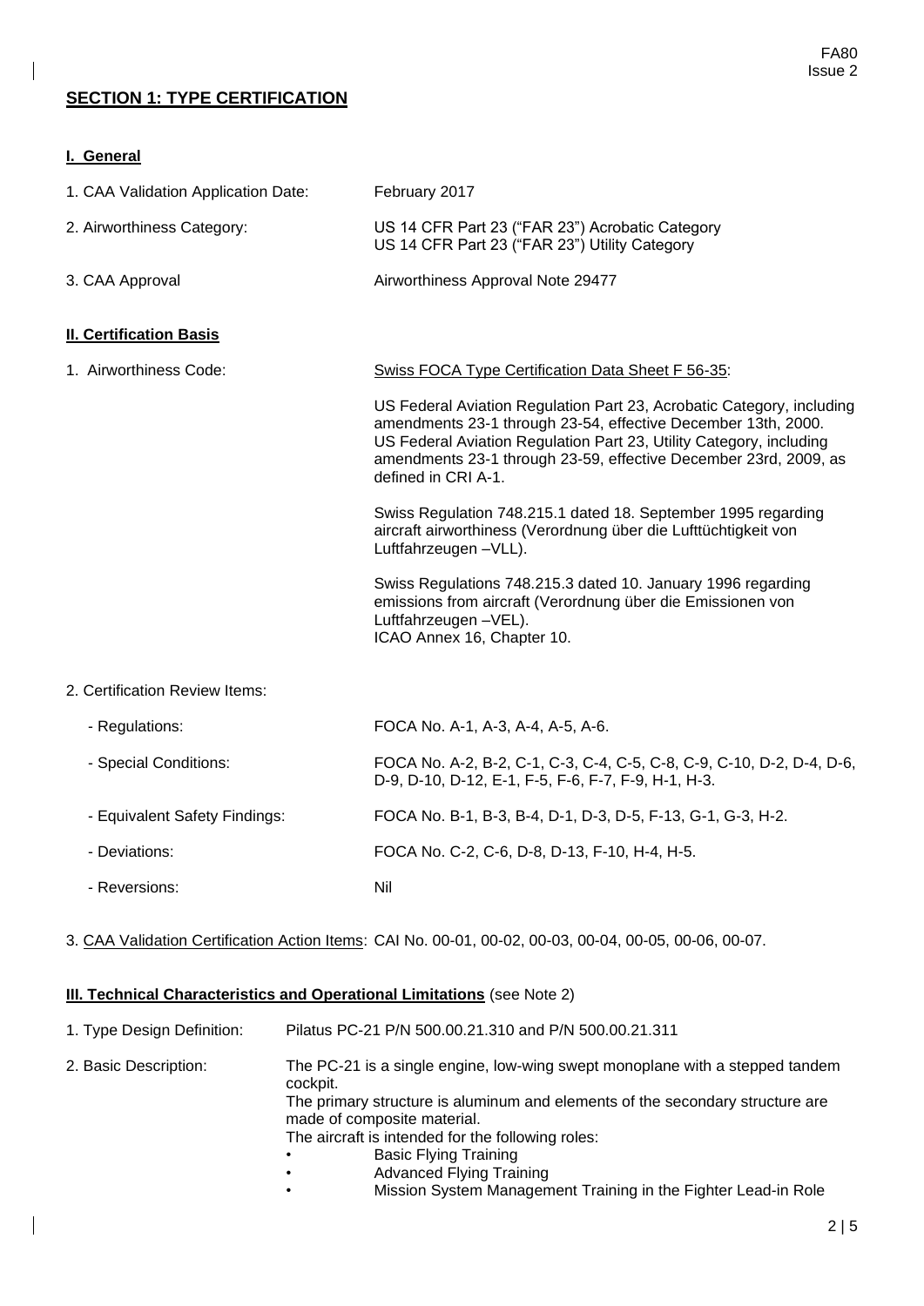## SECTION 1: TYPE CERTIFICATION

### I. General

| | |
|---|---|
| 1. CAA Validation Application Date: | February 2017 |
| 2. Airworthiness Category: | US 14 CFR Part 23 ("FAR 23") Acrobatic Category<br>US 14 CFR Part 23 ("FAR 23") Utility Category |
| 3. CAA Approval | Airworthiness Approval Note 29477 |

### II. Certification Basis

1. Airworthiness Code: Swiss FOCA Type Certification Data Sheet F 56-35:

   US Federal Aviation Regulation Part 23, Acrobatic Category, including amendments 23-1 through 23-54, effective December 13th, 2000. US Federal Aviation Regulation Part 23, Utility Category, including amendments 23-1 through 23-59, effective December 23rd, 2009, as defined in CRI A-1.

   Swiss Regulation 748.215.1 dated 18. September 1995 regarding aircraft airworthiness (Verordnung über die Lufttüchtigkeit von Luftfahrzeugen –VLL).

   Swiss Regulations 748.215.3 dated 10. January 1996 regarding emissions from aircraft (Verordnung über die Emissionen von Luftfahrzeugen –VEL).
   ICAO Annex 16, Chapter 10.

2. Certification Review Items:

| | |
|---|---|
| - Regulations: | FOCA No. A-1, A-3, A-4, A-5, A-6. |
| - Special Conditions: | FOCA No. A-2, B-2, C-1, C-3, C-4, C-5, C-8, C-9, C-10, D-2, D-4, D-6, D-9, D-10, D-12, E-1, F-5, F-6, F-7, F-9, H-1, H-3. |
| - Equivalent Safety Findings: | FOCA No. B-1, B-3, B-4, D-1, D-3, D-5, F-13, G-1, G-3, H-2. |
| - Deviations: | FOCA No. C-2, C-6, D-8, D-13, F-10, H-4, H-5. |
| - Reversions: | Nil |

3. CAA Validation Certification Action Items: CAI No. 00-01, 00-02, 00-03, 00-04, 00-05, 00-06, 00-07.

### III. Technical Characteristics and Operational Limitations (see Note 2)

1. Type Design Definition: Pilatus PC-21 P/N 500.00.21.310 and P/N 500.00.21.311

2. Basic Description: The PC-21 is a single engine, low-wing swept monoplane with a stepped tandem cockpit.
   The primary structure is aluminum and elements of the secondary structure are made of composite material.
   The aircraft is intended for the following roles:
   - Basic Flying Training
   - Advanced Flying Training
   - Mission System Management Training in the Fighter Lead-in Role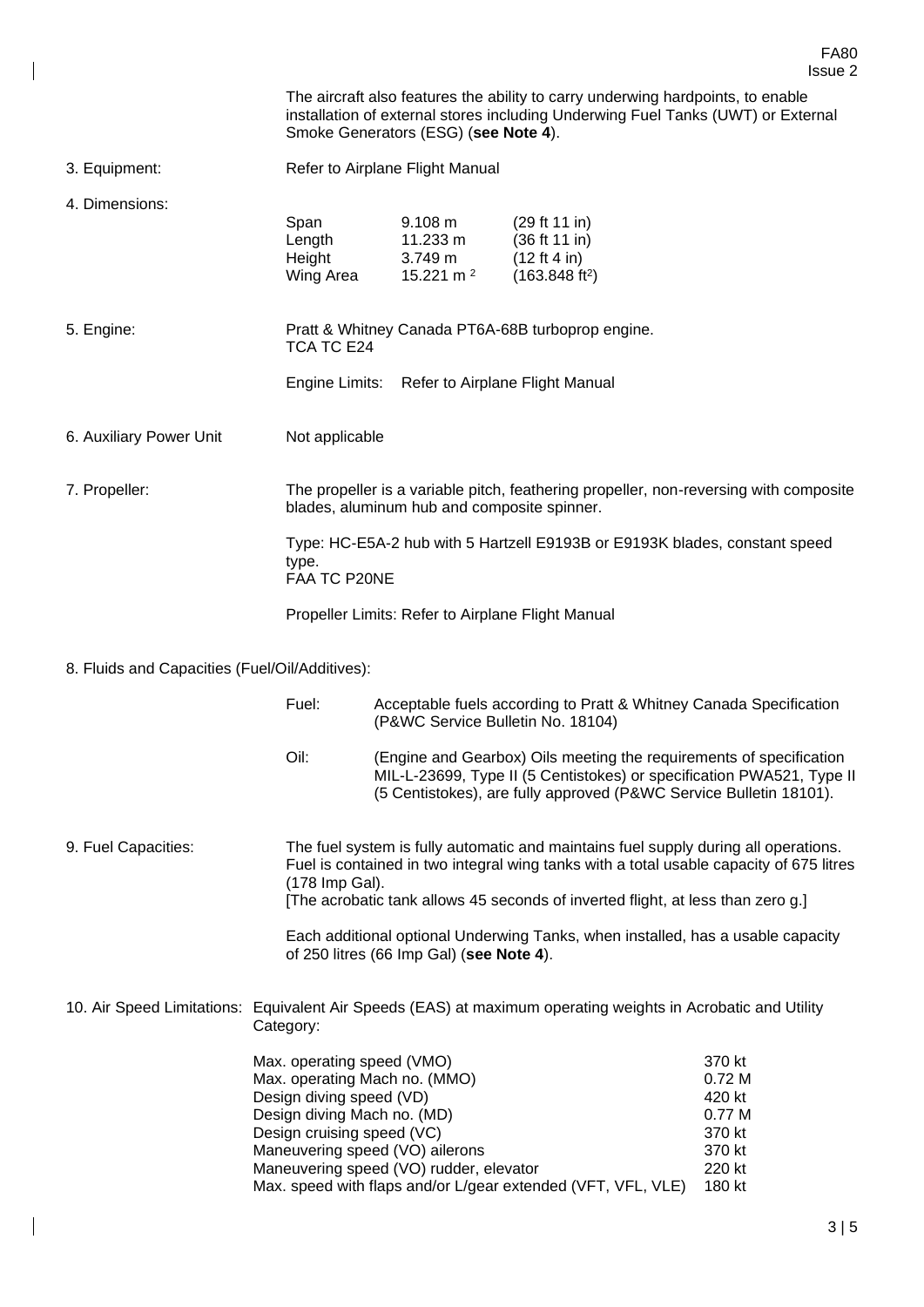The aircraft also features the ability to carry underwing hardpoints, to enable installation of external stores including Underwing Fuel Tanks (UWT) or External Smoke Generators (ESG) (**see Note 4**).

3. Equipment: Refer to Airplane Flight Manual

4. Dimensions:

| | | |
|---|---|---|
| Span | 9.108 m | (29 ft 11 in) |
| Length | 11.233 m | (36 ft 11 in) |
| Height | 3.749 m | (12 ft 4 in) |
| Wing Area | 15.221 $m^2$ | (163.848 $ft^2$) |

5. Engine: Pratt & Whitney Canada PT6A-68B turboprop engine.
TCA TC E24

Engine Limits: Refer to Airplane Flight Manual

6. Auxiliary Power Unit: Not applicable

7. Propeller: The propeller is a variable pitch, feathering propeller, non-reversing with composite blades, aluminum hub and composite spinner.

Type: HC-E5A-2 hub with 5 Hartzell E9193B or E9193K blades, constant speed type.
FAA TC P20NE

Propeller Limits: Refer to Airplane Flight Manual

8. Fluids and Capacities (Fuel/Oil/Additives):

Fuel: Acceptable fuels according to Pratt & Whitney Canada Specification (P&WC Service Bulletin No. 18104)

Oil: (Engine and Gearbox) Oils meeting the requirements of specification MIL-L-23699, Type II (5 Centistokes) or specification PWA521, Type II (5 Centistokes), are fully approved (P&WC Service Bulletin 18101).

9. Fuel Capacities: The fuel system is fully automatic and maintains fuel supply during all operations. Fuel is contained in two integral wing tanks with a total usable capacity of 675 litres (178 Imp Gal).
[The acrobatic tank allows 45 seconds of inverted flight, at less than zero g.]

Each additional optional Underwing Tanks, when installed, has a usable capacity of 250 litres (66 Imp Gal) (**see Note 4**).

10. Air Speed Limitations: Equivalent Air Speeds (EAS) at maximum operating weights in Acrobatic and Utility Category:

| | |
|---|---|
| Max. operating speed (VMO) | 370 kt |
| Max. operating Mach no. (MMO) | 0.72 M |
| Design diving speed (VD) | 420 kt |
| Design diving Mach no. (MD) | 0.77 M |
| Design cruising speed (VC) | 370 kt |
| Maneuvering speed (VO) ailerons | 370 kt |
| Maneuvering speed (VO) rudder, elevator | 220 kt |
| Max. speed with flaps and/or L/gear extended (VFT, VFL, VLE) | 180 kt |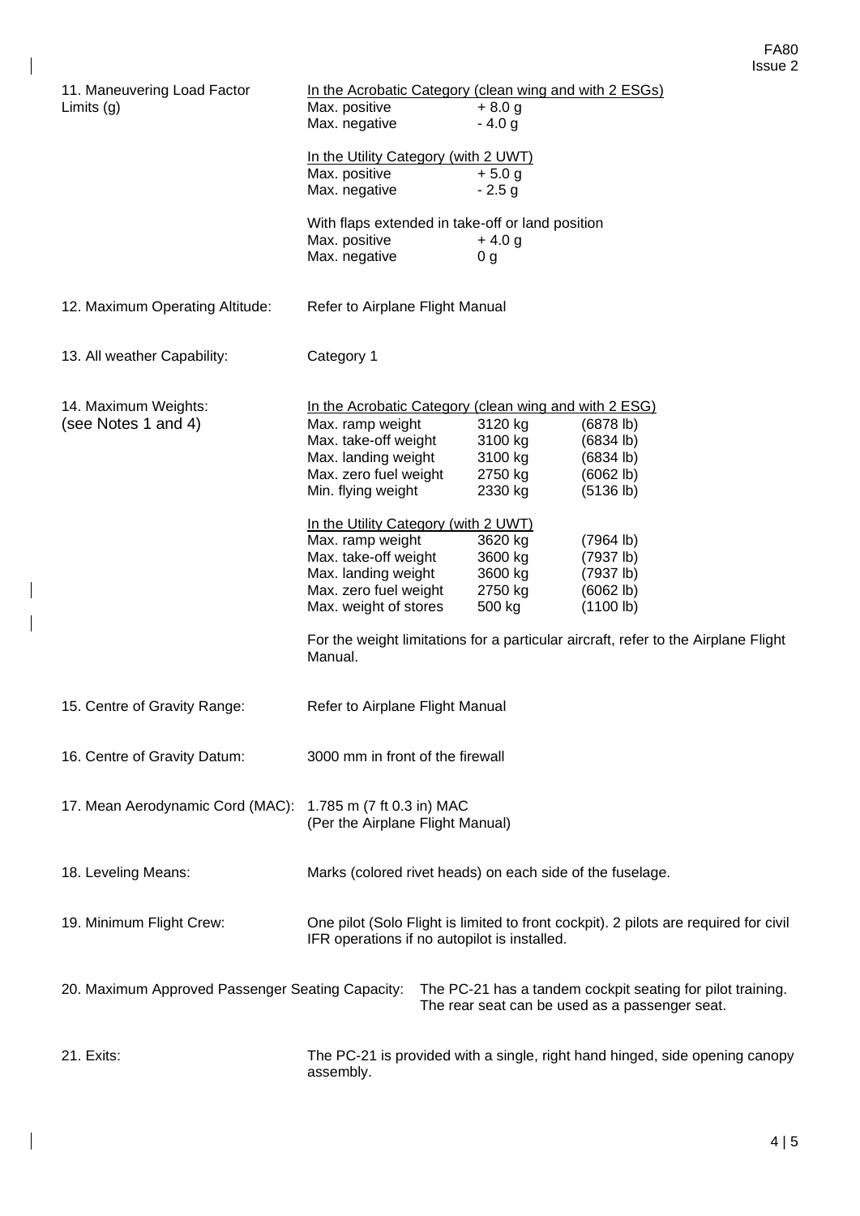| | |
|---|---|
| 11. Maneuvering Load Factor Limits (g) | In the Acrobatic Category (clean wing and with 2 ESGs)<br>Max. positive + 8.0 g<br>Max. negative - 4.0 g<br><br>In the Utility Category (with 2 UWT)<br>Max. positive + 5.0 g<br>Max. negative - 2.5 g<br><br>With flaps extended in take-off or land position<br>Max. positive + 4.0 g<br>Max. negative 0 g |
| 12. Maximum Operating Altitude: | Refer to Airplane Flight Manual |
| 13. All weather Capability: | Category 1 |

**14. Maximum Weights: (see Notes 1 and 4)**

In the Acrobatic Category (clean wing and with 2 ESG)

| | | |
|---|---|---|
| Max. ramp weight | 3120 kg | (6878 lb) |
| Max. take-off weight | 3100 kg | (6834 lb) |
| Max. landing weight | 3100 kg | (6834 lb) |
| Max. zero fuel weight | 2750 kg | (6062 lb) |
| Min. flying weight | 2330 kg | (5136 lb) |

In the Utility Category (with 2 UWT)

| | | |
|---|---|---|
| Max. ramp weight | 3620 kg | (7964 lb) |
| Max. take-off weight | 3600 kg | (7937 lb) |
| Max. landing weight | 3600 kg | (7937 lb) |
| Max. zero fuel weight | 2750 kg | (6062 lb) |
| Max. weight of stores | 500 kg | (1100 lb) |

For the weight limitations for a particular aircraft, refer to the Airplane Flight Manual.

| | |
|---|---|
| 15. Centre of Gravity Range: | Refer to Airplane Flight Manual |
| 16. Centre of Gravity Datum: | 3000 mm in front of the firewall |
| 17. Mean Aerodynamic Cord (MAC): | 1.785 m (7 ft 0.3 in) MAC<br>(Per the Airplane Flight Manual) |
| 18. Leveling Means: | Marks (colored rivet heads) on each side of the fuselage. |
| 19. Minimum Flight Crew: | One pilot (Solo Flight is limited to front cockpit). 2 pilots are required for civil IFR operations if no autopilot is installed. |
| 20. Maximum Approved Passenger Seating Capacity: | The PC-21 has a tandem cockpit seating for pilot training. The rear seat can be used as a passenger seat. |
| 21. Exits: | The PC-21 is provided with a single, right hand hinged, side opening canopy assembly. |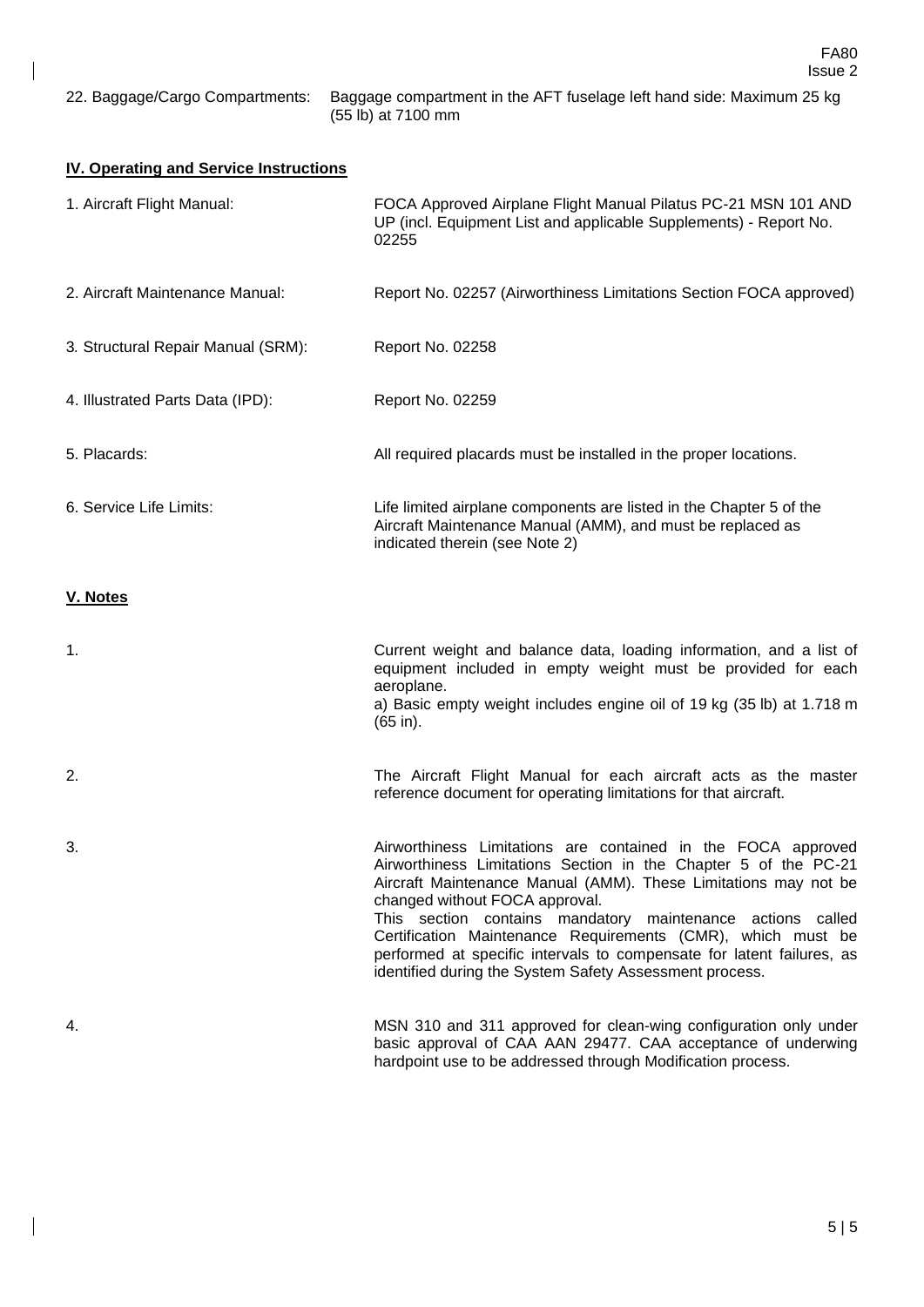| | |
|---|---|
| 22. Baggage/Cargo Compartments: | Baggage compartment in the AFT fuselage left hand side: Maximum 25 kg (55 lb) at 7100 mm |

## IV. Operating and Service Instructions

| | |
|---|---|
| 1. Aircraft Flight Manual: | FOCA Approved Airplane Flight Manual Pilatus PC-21 MSN 101 AND UP (incl. Equipment List and applicable Supplements) - Report No. 02255 |
| 2. Aircraft Maintenance Manual: | Report No. 02257 (Airworthiness Limitations Section FOCA approved) |
| 3. Structural Repair Manual (SRM): | Report No. 02258 |
| 4. Illustrated Parts Data (IPD): | Report No. 02259 |
| 5. Placards: | All required placards must be installed in the proper locations. |
| 6. Service Life Limits: | Life limited airplane components are listed in the Chapter 5 of the Aircraft Maintenance Manual (AMM), and must be replaced as indicated therein (see Note 2) |

## V. Notes

| | |
|---|---|
| 1. | Current weight and balance data, loading information, and a list of equipment included in empty weight must be provided for each aeroplane.<br>a) Basic empty weight includes engine oil of 19 kg (35 lb) at 1.718 m (65 in). |
| 2. | The Aircraft Flight Manual for each aircraft acts as the master reference document for operating limitations for that aircraft. |
| 3. | Airworthiness Limitations are contained in the FOCA approved Airworthiness Limitations Section in the Chapter 5 of the PC-21 Aircraft Maintenance Manual (AMM). These Limitations may not be changed without FOCA approval.<br>This section contains mandatory maintenance actions called Certification Maintenance Requirements (CMR), which must be performed at specific intervals to compensate for latent failures, as identified during the System Safety Assessment process. |
| 4. | MSN 310 and 311 approved for clean-wing configuration only under basic approval of CAA AAN 29477. CAA acceptance of underwing hardpoint use to be addressed through Modification process. |